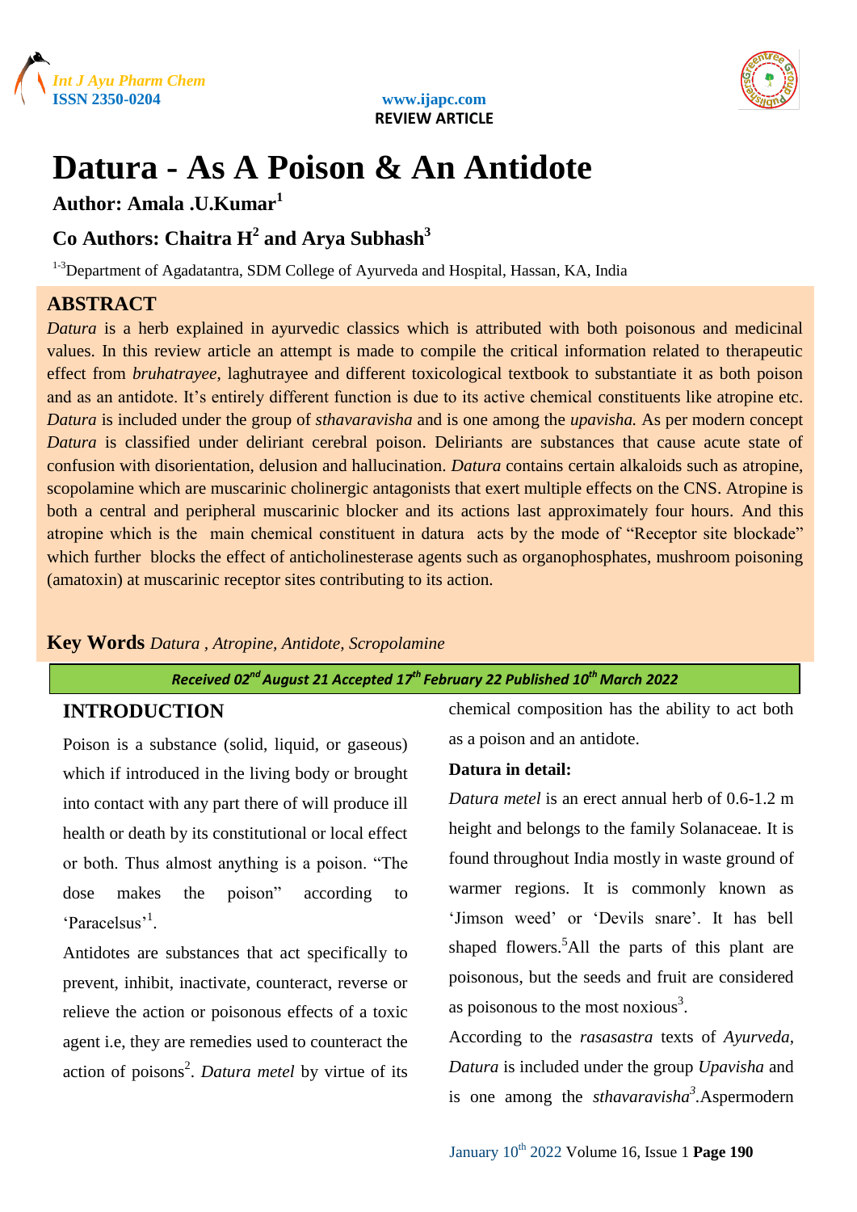# Datura - As A Poison & An Antidote

**Author: Amala .U.Kumar[1]**

**Co Authors: Chaitra H[2] and Arya Subhash[3]**

[1-3]Department of Agadatantra, SDM College of Ayurveda and Hospital, Hassan, KA, India

## ABSTRACT

*Datura* is a herb explained in ayurvedic classics which is attributed with both poisonous and medicinal values. In this review article an attempt is made to compile the critical information related to therapeutic effect from *bruhatrayee*, laghutrayee and different toxicological textbook to substantiate it as both poison and as an antidote. It's entirely different function is due to its active chemical constituents like atropine etc. *Datura* is included under the group of *sthavaravisha* and is one among the *upavisha.* As per modern concept *Datura* is classified under deliriant cerebral poison. Deliriants are substances that cause acute state of confusion with disorientation, delusion and hallucination. *Datura* contains certain alkaloids such as atropine, scopolamine which are muscarinic cholinergic antagonists that exert multiple effects on the CNS. Atropine is both a central and peripheral muscarinic blocker and its actions last approximately four hours. And this atropine which is the main chemical constituent in datura acts by the mode of "Receptor site blockade" which further blocks the effect of anticholinesterase agents such as organophosphates, mushroom poisoning (amatoxin) at muscarinic receptor sites contributing to its action.

**Key Words** *Datura , Atropine, Antidote, Scropolamine*

*Received 02nd August 21 Accepted 17th February 22 Published 10th March 2022*

## INTRODUCTION

Poison is a substance (solid, liquid, or gaseous) which if introduced in the living body or brought into contact with any part there of will produce ill health or death by its constitutional or local effect or both. Thus almost anything is a poison. "The dose makes the poison" according to 'Paracelsus'[1].

Antidotes are substances that act specifically to prevent, inhibit, inactivate, counteract, reverse or relieve the action or poisonous effects of a toxic agent i.e, they are remedies used to counteract the action of poisons[2]. *Datura metel* by virtue of its chemical composition has the ability to act both as a poison and an antidote.

**Datura in detail:**

*Datura metel* is an erect annual herb of 0.6-1.2 m height and belongs to the family Solanaceae. It is found throughout India mostly in waste ground of warmer regions. It is commonly known as 'Jimson weed' or 'Devils snare'. It has bell shaped flowers.[5]All the parts of this plant are poisonous, but the seeds and fruit are considered as poisonous to the most noxious[3].

According to the *rasasastra* texts of *Ayurveda*, *Datura* is included under the group *Upavisha* and is one among the *sthavaravisha*[3].Aspermodern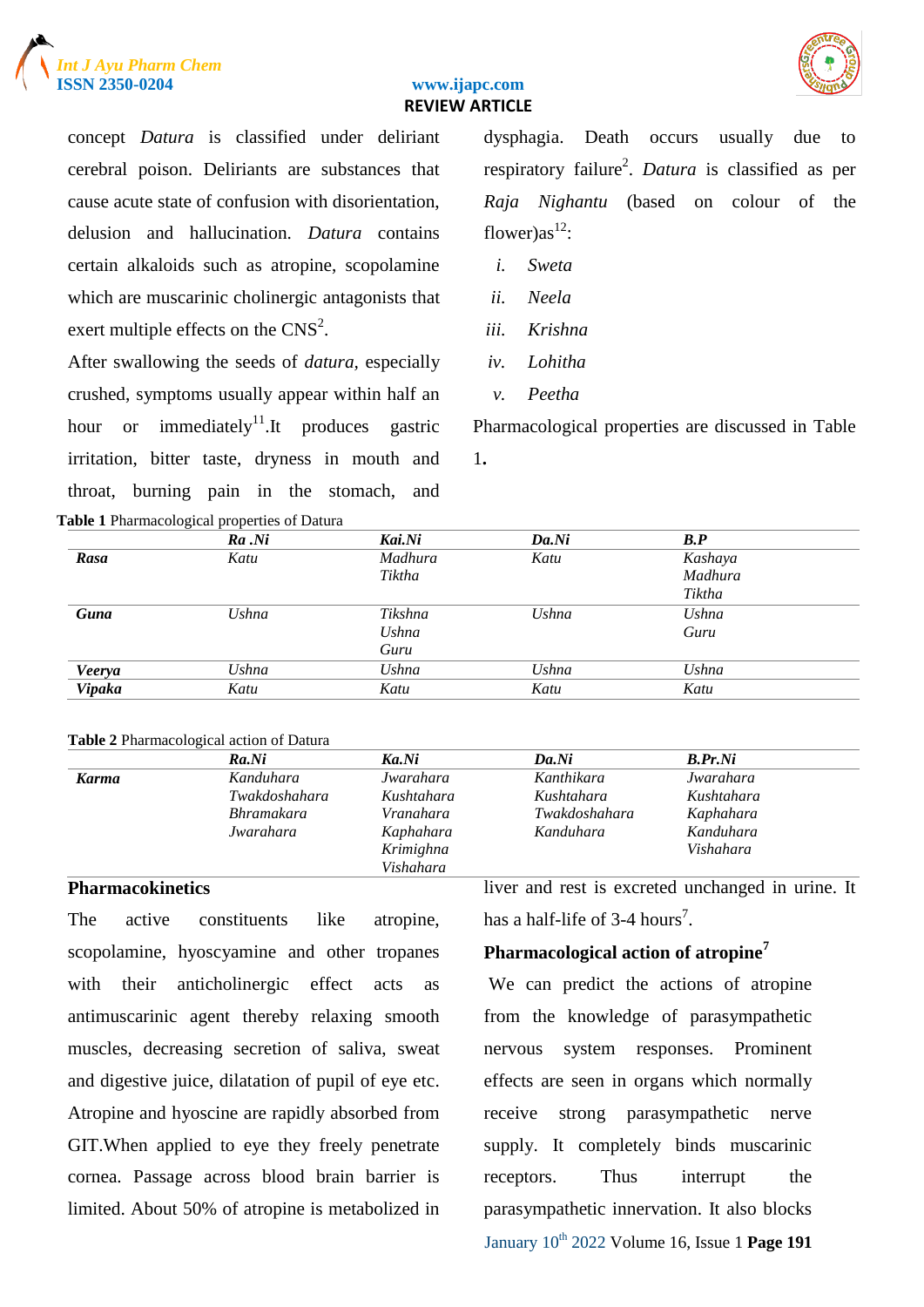concept *Datura* is classified under deliriant cerebral poison. Deliriants are substances that cause acute state of confusion with disorientation, delusion and hallucination. *Datura* contains certain alkaloids such as atropine, scopolamine which are muscarinic cholinergic antagonists that exert multiple effects on the CNS[2].

After swallowing the seeds of *datura*, especially crushed, symptoms usually appear within half an hour or immediately[11].It produces gastric irritation, bitter taste, dryness in mouth and throat, burning pain in the stomach, and dysphagia. Death occurs usually due to respiratory failure[2]. *Datura* is classified as per *Raja Nighantu* (based on colour of the flower)as[12]:

i. *Sweta*
ii. *Neela*
iii. *Krishna*
iv. *Lohitha*
v. *Peetha*

Pharmacological properties are discussed in Table 1**.**

**Table 1** Pharmacological properties of Datura

| | ***Ra .Ni*** | ***Kai.Ni*** | ***Da.Ni*** | ***B.P*** |
|---|---|---|---|---|
| ***Rasa*** | *Katu* | *Madhura*<br>*Tiktha* | *Katu* | *Kashaya*<br>*Madhura*<br>*Tiktha* |
| ***Guna*** | *Ushna* | *Tikshna*<br>*Ushna*<br>*Guru* | *Ushna* | *Ushna*<br>*Guru* |
| ***Veerya*** | *Ushna* | *Ushna* | *Ushna* | *Ushna* |
| ***Vipaka*** | *Katu* | *Katu* | *Katu* | *Katu* |

**Table 2** Pharmacological action of Datura

| | ***Ra.Ni*** | ***Ka.Ni*** | ***Da.Ni*** | ***B.Pr.Ni*** |
|---|---|---|---|---|
| ***Karma*** | *Kanduhara*<br>*Twakdoshahara*<br>*Bhramakara*<br>*Jwarahara* | *Jwarahara*<br>*Kushtahara*<br>*Vranahara*<br>*Kaphahara*<br>*Krimighna*<br>*Vishahara* | *Kanthikara*<br>*Kushtahara*<br>*Twakdoshahara*<br>*Kanduhara* | *Jwarahara*<br>*Kushtahara*<br>*Kaphahara*<br>*Kanduhara*<br>*Vishahara* |

## Pharmacokinetics

The active constituents like atropine, scopolamine, hyoscyamine and other tropanes with their anticholinergic effect acts as antimuscarinic agent thereby relaxing smooth muscles, decreasing secretion of saliva, sweat and digestive juice, dilatation of pupil of eye etc. Atropine and hyoscine are rapidly absorbed from GIT.When applied to eye they freely penetrate cornea. Passage across blood brain barrier is limited. About 50% of atropine is metabolized in liver and rest is excreted unchanged in urine. It has a half-life of 3-4 hours[7].

## Pharmacological action of atropine[7]

We can predict the actions of atropine from the knowledge of parasympathetic nervous system responses. Prominent effects are seen in organs which normally receive strong parasympathetic nerve supply. It completely binds muscarinic receptors. Thus interrupt the parasympathetic innervation. It also blocks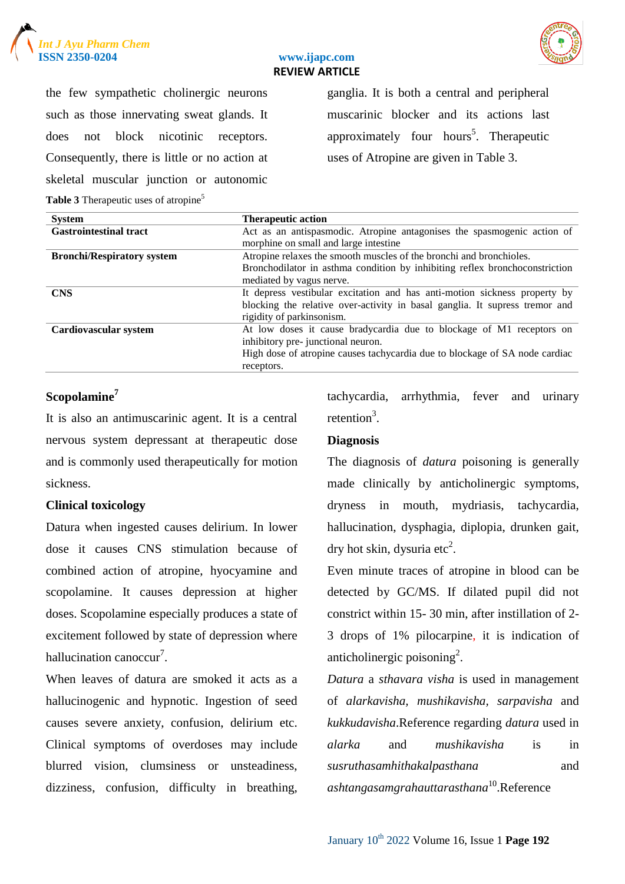the few sympathetic cholinergic neurons such as those innervating sweat glands. It does not block nicotinic receptors. Consequently, there is little or no action at skeletal muscular junction or autonomic ganglia. It is both a central and peripheral muscarinic blocker and its actions last approximately four hours[5]. Therapeutic uses of Atropine are given in Table 3.

**Table 3** Therapeutic uses of atropine[5]

| System | Therapeutic action |
|---|---|
| **Gastrointestinal tract** | Act as an antispasmodic. Atropine antagonises the spasmogenic action of morphine on small and large intestine |
| **Bronchi/Respiratory system** | Atropine relaxes the smooth muscles of the bronchi and bronchioles. Bronchodilator in asthma condition by inhibiting reflex bronchoconstriction mediated by vagus nerve. |
| **CNS** | It depress vestibular excitation and has anti-motion sickness property by blocking the relative over-activity in basal ganglia. It supress tremor and rigidity of parkinsonism. |
| **Cardiovascular system** | At low doses it cause bradycardia due to blockage of M1 receptors on inhibitory pre- junctional neuron. High dose of atropine causes tachycardia due to blockage of SA node cardiac receptors. |

## Scopolamine[7]

It is also an antimuscarinic agent. It is a central nervous system depressant at therapeutic dose and is commonly used therapeutically for motion sickness.

## Clinical toxicology

Datura when ingested causes delirium. In lower dose it causes CNS stimulation because of combined action of atropine, hyocyamine and scopolamine. It causes depression at higher doses. Scopolamine especially produces a state of excitement followed by state of depression where hallucination canoccur[7].

When leaves of datura are smoked it acts as a hallucinogenic and hypnotic. Ingestion of seed causes severe anxiety, confusion, delirium etc. Clinical symptoms of overdoses may include blurred vision, clumsiness or unsteadiness, dizziness, confusion, difficulty in breathing, tachycardia, arrhythmia, fever and urinary retention[3].

## Diagnosis

The diagnosis of *datura* poisoning is generally made clinically by anticholinergic symptoms, dryness in mouth, mydriasis, tachycardia, hallucination, dysphagia, diplopia, drunken gait, dry hot skin, dysuria etc[2].

Even minute traces of atropine in blood can be detected by GC/MS. If dilated pupil did not constrict within 15- 30 min, after instillation of 2-3 drops of 1% pilocarpine, it is indication of anticholinergic poisoning[2].

*Datura* a *sthavara visha* is used in management of *alarkavisha*, *mushikavisha*, *sarpavisha* and *kukkudavisha*.Reference regarding *datura* used in *alarka* and *mushikavisha* is in *susruthasamhithakalpasthana* and *ashtangasamgrahauttarasthana*[10].Reference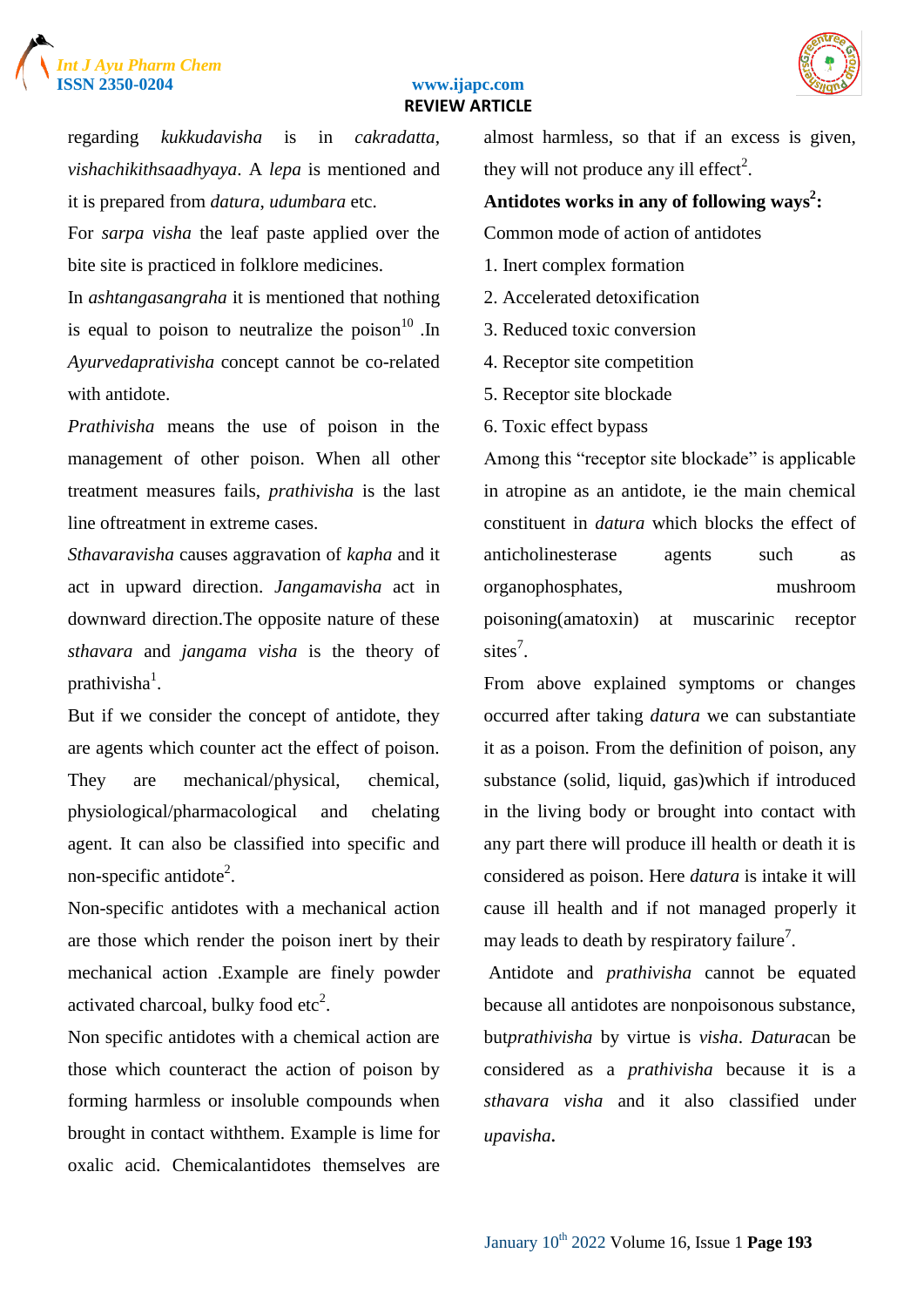regarding *kukkudavisha* is in *cakradatta*, *vishachikithsaadhyaya*. A *lepa* is mentioned and it is prepared from *datura*, *udumbara* etc.

For *sarpa visha* the leaf paste applied over the bite site is practiced in folklore medicines.

In *ashtangasangraha* it is mentioned that nothing is equal to poison to neutralize the poison[10] .In *Ayurvedaprativisha* concept cannot be co-related with antidote.

*Prathivisha* means the use of poison in the management of other poison. When all other treatment measures fails, *prathivisha* is the last line oftreatment in extreme cases.

*Sthavaravisha* causes aggravation of *kapha* and it act in upward direction. *Jangamavisha* act in downward direction.The opposite nature of these *sthavara* and *jangama visha* is the theory of prathivisha[1].

But if we consider the concept of antidote, they are agents which counter act the effect of poison. They are mechanical/physical, chemical, physiological/pharmacological and chelating agent. It can also be classified into specific and non-specific antidote[2].

Non-specific antidotes with a mechanical action are those which render the poison inert by their mechanical action .Example are finely powder activated charcoal, bulky food etc[2].

Non specific antidotes with a chemical action are those which counteract the action of poison by forming harmless or insoluble compounds when brought in contact withthem. Example is lime for oxalic acid. Chemicalantidotes themselves are almost harmless, so that if an excess is given, they will not produce any ill effect[2].

**Antidotes works in any of following ways[2]:**

Common mode of action of antidotes

1. Inert complex formation
2. Accelerated detoxification
3. Reduced toxic conversion
4. Receptor site competition
5. Receptor site blockade
6. Toxic effect bypass

Among this "receptor site blockade" is applicable in atropine as an antidote, ie the main chemical constituent in *datura* which blocks the effect of anticholinesterase agents such as organophosphates, mushroom poisoning(amatoxin) at muscarinic receptor sites[7].

From above explained symptoms or changes occurred after taking *datura* we can substantiate it as a poison. From the definition of poison, any substance (solid, liquid, gas)which if introduced in the living body or brought into contact with any part there will produce ill health or death it is considered as poison. Here *datura* is intake it will cause ill health and if not managed properly it may leads to death by respiratory failure[7].

Antidote and *prathivisha* cannot be equated because all antidotes are nonpoisonous substance, but*prathivisha* by virtue is *visha*. *Datura*can be considered as a *prathivisha* because it is a *sthavara visha* and it also classified under *upavisha*.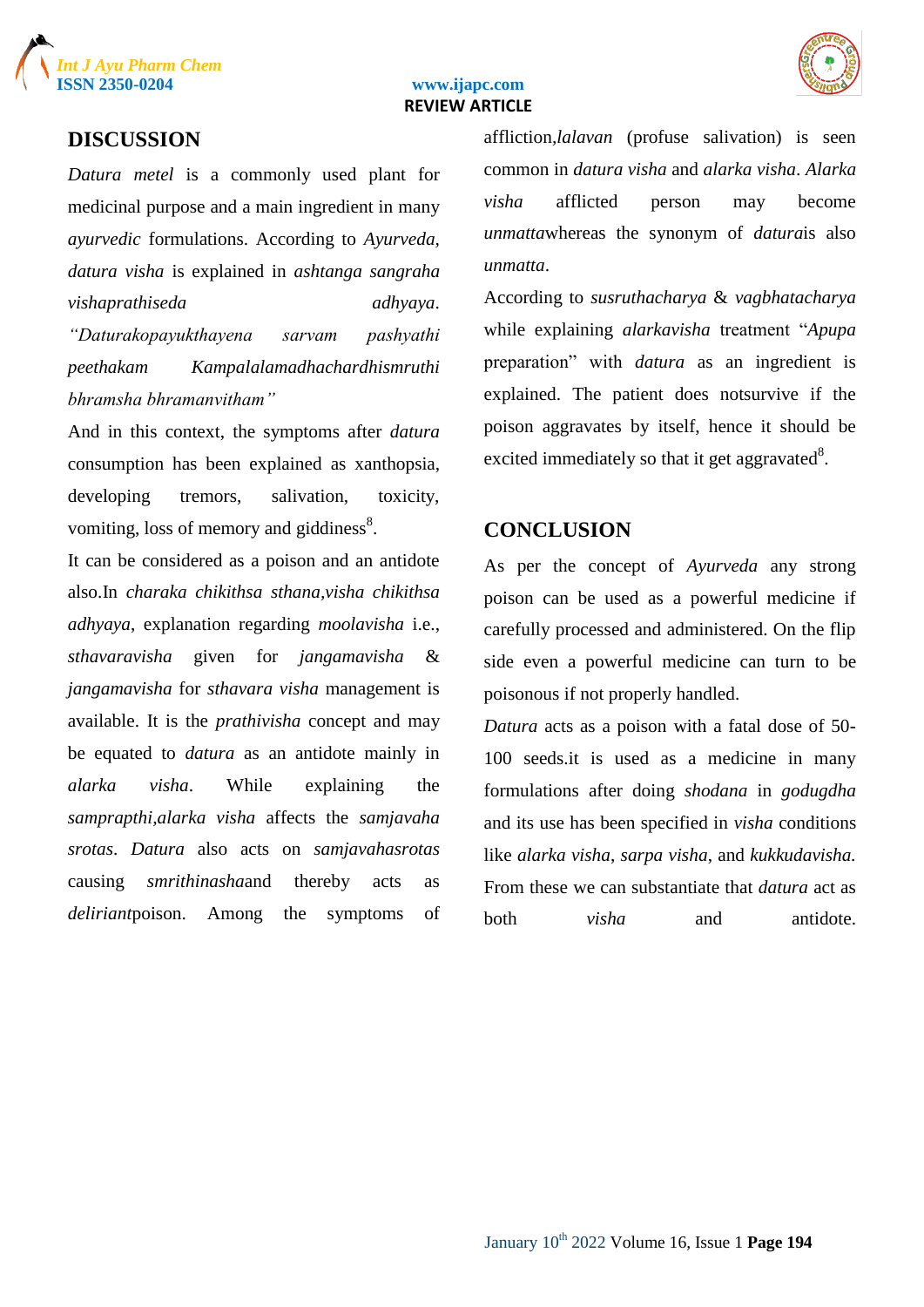## DISCUSSION

*Datura metel* is a commonly used plant for medicinal purpose and a main ingredient in many *ayurvedic* formulations. According to *Ayurveda*, *datura visha* is explained in *ashtanga sangraha vishaprathiseda adhyaya*. *"Daturakopayukthayena sarvam pashyathi peethakam Kampalalamadhachardhismruthi bhramsha bhramanvitham"*

And in this context, the symptoms after *datura* consumption has been explained as xanthopsia, developing tremors, salivation, toxicity, vomiting, loss of memory and giddiness[8].

It can be considered as a poison and an antidote also.In *charaka chikithsa sthana*,*visha chikithsa adhyaya*, explanation regarding *moolavisha* i.e., *sthavaravisha* given for *jangamavisha* & *jangamavisha* for *sthavara visha* management is available. It is the *prathivisha* concept and may be equated to *datura* as an antidote mainly in *alarka visha*. While explaining the *samprapthi*,*alarka visha* affects the *samjavaha srotas*. *Datura* also acts on *samjavahasrotas* causing *smrithinasha*and thereby acts as *deliriant*poison. Among the symptoms of affliction,*lalavan* (profuse salivation) is seen common in *datura visha* and *alarka visha*. *Alarka visha* afflicted person may become *unmatta*whereas the synonym of *datura*is also *unmatta*.

According to *susruthacharya* & *vagbhatacharya* while explaining *alarkavisha* treatment "*Apupa* preparation" with *datura* as an ingredient is explained. The patient does notsurvive if the poison aggravates by itself, hence it should be excited immediately so that it get aggravated[8].

## CONCLUSION

As per the concept of *Ayurveda* any strong poison can be used as a powerful medicine if carefully processed and administered. On the flip side even a powerful medicine can turn to be poisonous if not properly handled.

*Datura* acts as a poison with a fatal dose of 50-100 seeds.it is used as a medicine in many formulations after doing *shodana* in *godugdha* and its use has been specified in *visha* conditions like *alarka visha*, *sarpa visha*, and *kukkudavisha.* From these we can substantiate that *datura* act as both *visha* and antidote.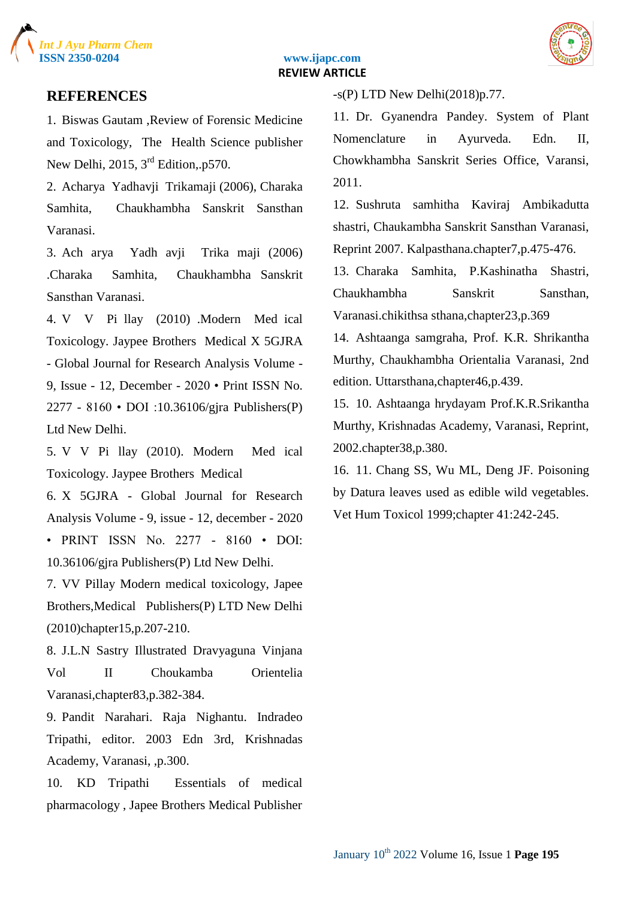## REFERENCES

1. Biswas Gautam ,Review of Forensic Medicine and Toxicology, The Health Science publisher New Delhi, 2015, 3rd Edition,.p570.
2. Acharya Yadhavji Trikamaji (2006), Charaka Samhita, Chaukhambha Sanskrit Sansthan Varanasi.
3. Ach arya Yadh avji Trika maji (2006) .Charaka Samhita, Chaukhambha Sanskrit Sansthan Varanasi.
4. V V Pi llay (2010) .Modern Med ical Toxicology. Jaypee Brothers Medical X 5GJRA - Global Journal for Research Analysis Volume - 9, Issue - 12, December - 2020 • Print ISSN No. 2277 - 8160 • DOI :10.36106/gjra Publishers(P) Ltd New Delhi.
5. V V Pi llay (2010). Modern Med ical Toxicology. Jaypee Brothers Medical
6. X 5GJRA - Global Journal for Research Analysis Volume - 9, issue - 12, december - 2020 • PRINT ISSN No. 2277 - 8160 • DOI: 10.36106/gjra Publishers(P) Ltd New Delhi.
7. VV Pillay Modern medical toxicology, Japee Brothers,Medical Publishers(P) LTD New Delhi (2010)chapter15,p.207-210.
8. J.L.N Sastry Illustrated Dravyaguna Vinjana Vol II Choukamba Orientelia Varanasi,chapter83,p.382-384.
9. Pandit Narahari. Raja Nighantu. Indradeo Tripathi, editor. 2003 Edn 3rd, Krishnadas Academy, Varanasi, ,p.300.
10. KD Tripathi Essentials of medical pharmacology , Japee Brothers Medical Publisher -s(P) LTD New Delhi(2018)p.77.
11. Dr. Gyanendra Pandey. System of Plant Nomenclature in Ayurveda. Edn. II, Chowkhambha Sanskrit Series Office, Varansi, 2011.
12. Sushruta samhitha Kaviraj Ambikadutta shastri, Chaukambha Sanskrit Sansthan Varanasi, Reprint 2007. Kalpasthana.chapter7,p.475-476.
13. Charaka Samhita, P.Kashinatha Shastri, Chaukhambha Sanskrit Sansthan, Varanasi.chikithsa sthana,chapter23,p.369
14. Ashtaanga samgraha, Prof. K.R. Shrikantha Murthy, Chaukhambha Orientalia Varanasi, 2nd edition. Uttarsthana,chapter46,p.439.
15. 10. Ashtaanga hrydayam Prof.K.R.Srikantha Murthy, Krishnadas Academy, Varanasi, Reprint, 2002.chapter38,p.380.
16. 11. Chang SS, Wu ML, Deng JF. Poisoning by Datura leaves used as edible wild vegetables. Vet Hum Toxicol 1999;chapter 41:242-245.